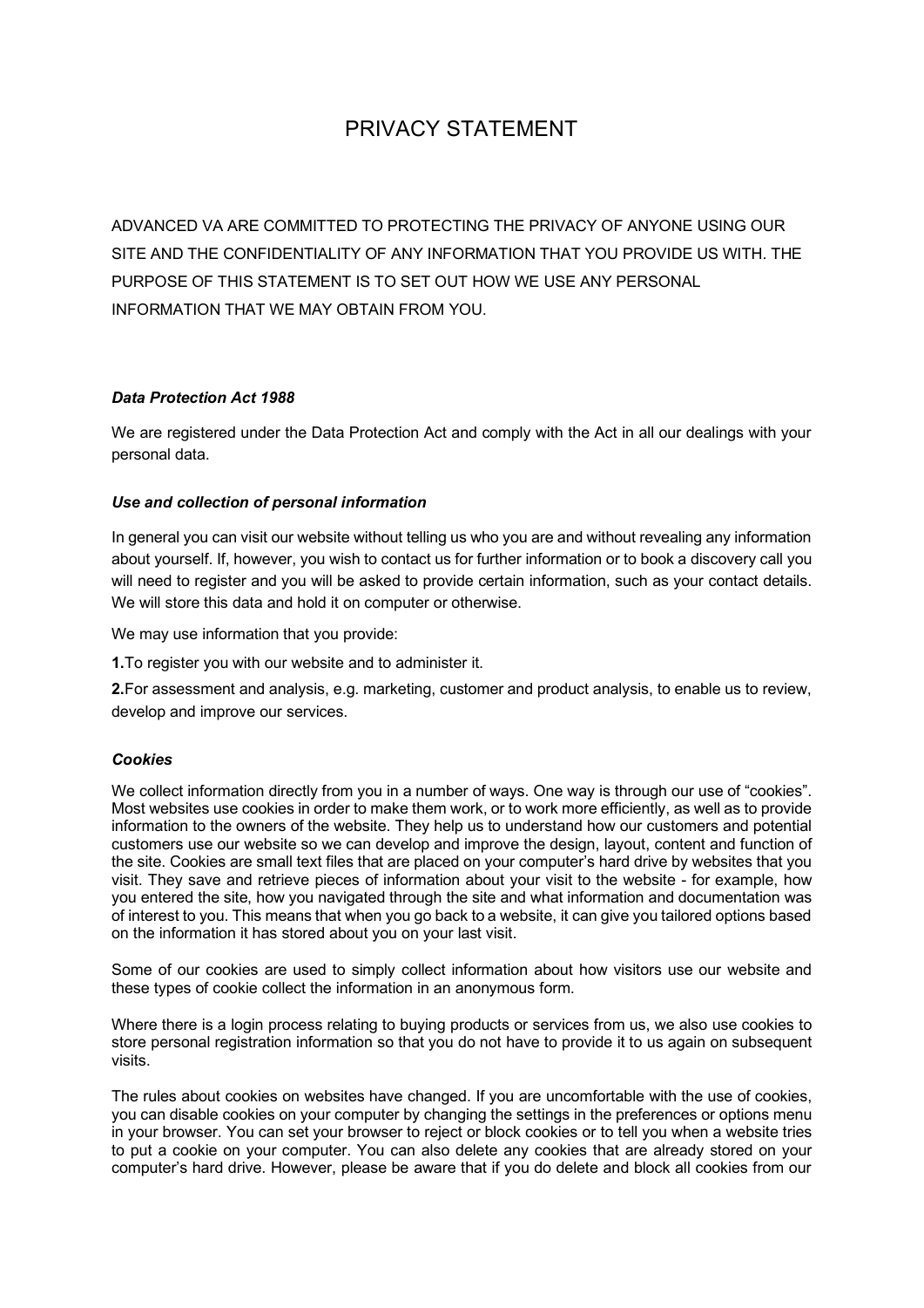# PRIVACY STATEMENT

ADVANCED VA ARE COMMITTED TO PROTECTING THE PRIVACY OF ANYONE USING OUR SITE AND THE CONFIDENTIALITY OF ANY INFORMATION THAT YOU PROVIDE US WITH. THE PURPOSE OF THIS STATEMENT IS TO SET OUT HOW WE USE ANY PERSONAL INFORMATION THAT WE MAY OBTAIN FROM YOU.

### *Data Protection Act 1988*

We are registered under the Data Protection Act and comply with the Act in all our dealings with your personal data.

### *Use and collection of personal information*

In general you can visit our website without telling us who you are and without revealing any information about yourself. If, however, you wish to contact us for further information or to book a discovery call you will need to register and you will be asked to provide certain information, such as your contact details. We will store this data and hold it on computer or otherwise.

We may use information that you provide:

**1.**To register you with our website and to administer it.

**2.**For assessment and analysis, e.g. marketing, customer and product analysis, to enable us to review, develop and improve our services.

### *Cookies*

We collect information directly from you in a number of ways. One way is through our use of "cookies". Most websites use cookies in order to make them work, or to work more efficiently, as well as to provide information to the owners of the website. They help us to understand how our customers and potential customers use our website so we can develop and improve the design, layout, content and function of the site. Cookies are small text files that are placed on your computer's hard drive by websites that you visit. They save and retrieve pieces of information about your visit to the website - for example, how you entered the site, how you navigated through the site and what information and documentation was of interest to you. This means that when you go back to a website, it can give you tailored options based on the information it has stored about you on your last visit.

Some of our cookies are used to simply collect information about how visitors use our website and these types of cookie collect the information in an anonymous form.

Where there is a login process relating to buying products or services from us, we also use cookies to store personal registration information so that you do not have to provide it to us again on subsequent visits.

The rules about cookies on websites have changed. If you are uncomfortable with the use of cookies, you can disable cookies on your computer by changing the settings in the preferences or options menu in your browser. You can set your browser to reject or block cookies or to tell you when a website tries to put a cookie on your computer. You can also delete any cookies that are already stored on your computer's hard drive. However, please be aware that if you do delete and block all cookies from our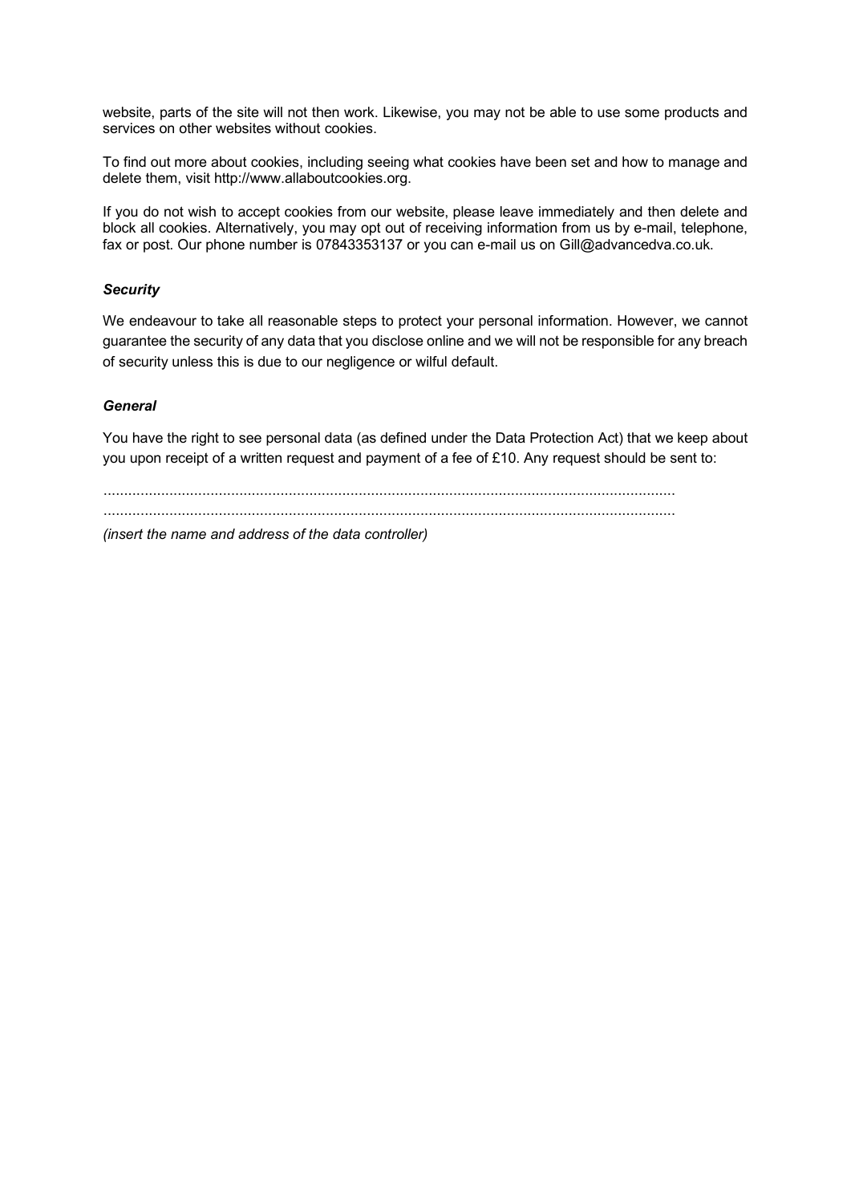website, parts of the site will not then work. Likewise, you may not be able to use some products and services on other websites without cookies.

To find out more about cookies, including seeing what cookies have been set and how to manage and delete them, visit http://www.allaboutcookies.org.

If you do not wish to accept cookies from our website, please leave immediately and then delete and block all cookies. Alternatively, you may opt out of receiving information from us by e-mail, telephone, fax or post. Our phone number is 07843353137 or you can e-mail us on Gill@advancedva.co.uk.

***Security***

We endeavour to take all reasonable steps to protect your personal information. However, we cannot guarantee the security of any data that you disclose online and we will not be responsible for any breach of security unless this is due to our negligence or wilful default.

***General***

You have the right to see personal data (as defined under the Data Protection Act) that we keep about you upon receipt of a written request and payment of a fee of £10. Any request should be sent to:

..........................................................................................................................................
..........................................................................................................................................

*(insert the name and address of the data controller)*